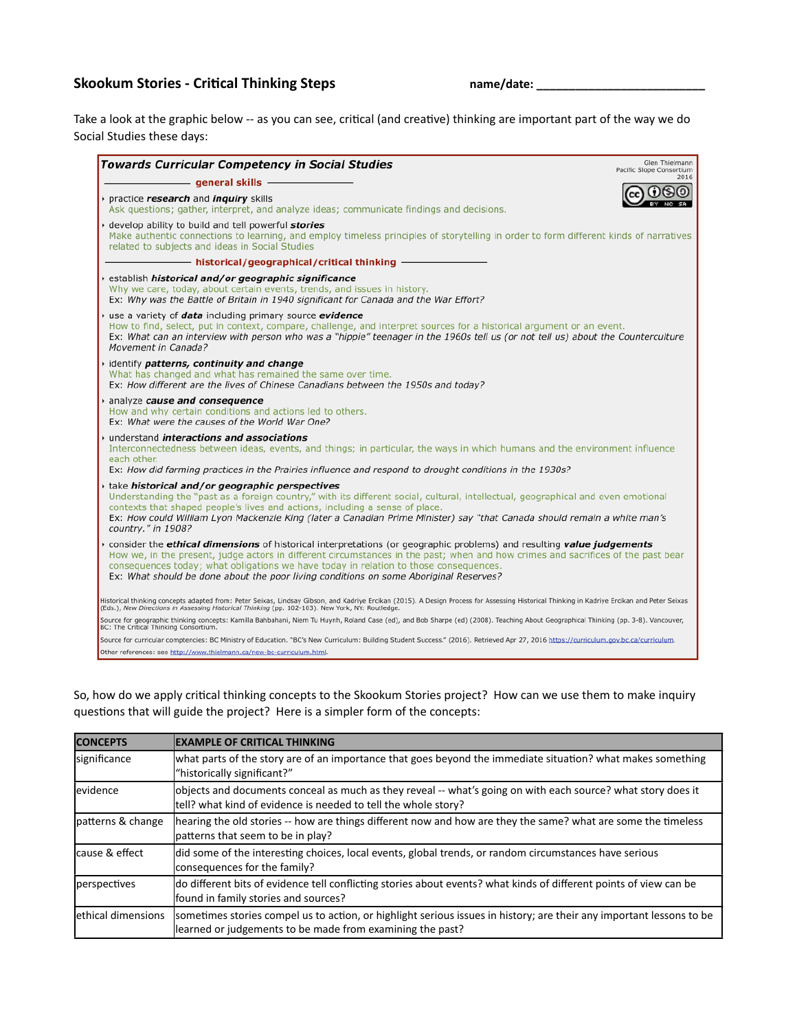## Skookum Stories - Critical Thinking Steps

name/date: ___________________________

Take a look at the graphic below -- as you can see, critical (and creative) thinking are important part of the way we do Social Studies these days:

### *Towards Curricular Competency in Social Studies*

Glen Thielmann
Pacific Slope Consortium
2016

**general skills**

- practice ***research*** and ***inquiry*** skills
  Ask questions; gather, interpret, and analyze ideas; communicate findings and decisions.
- develop ability to build and tell powerful ***stories***
  Make authentic connections to learning, and employ timeless principles of storytelling in order to form different kinds of narratives related to subjects and ideas in Social Studies

**historical/geographical/critical thinking**

- establish ***historical and/or geographic significance***
  Why we care, today, about certain events, trends, and issues in history.
  Ex: *Why was the Battle of Britain in 1940 significant for Canada and the War Effort?*
- use a variety of ***data*** including primary source ***evidence***
  How to find, select, put in context, compare, challenge, and interpret sources for a historical argument or an event.
  Ex: *What can an interview with person who was a "hippie" teenager in the 1960s tell us (or not tell us) about the Counterculture Movement in Canada?*
- identify ***patterns, continuity and change***
  What has changed and what has remained the same over time.
  Ex: *How different are the lives of Chinese Canadians between the 1950s and today?*
- analyze ***cause and consequence***
  How and why certain conditions and actions led to others.
  Ex: *What were the causes of the World War One?*
- understand ***interactions and associations***
  Interconnectedness between ideas, events, and things; in particular, the ways in which humans and the environment influence each other.
  Ex: *How did farming practices in the Prairies influence and respond to drought conditions in the 1930s?*
- take ***historical and/or geographic perspectives***
  Understanding the "past as a foreign country," with its different social, cultural, intellectual, geographical and even emotional contexts that shaped people's lives and actions, including a sense of place.
  Ex: *How could William Lyon Mackenzie King (later a Canadian Prime Minister) say "that Canada should remain a white man's country." in 1908?*
- consider the ***ethical dimensions*** of historical interpretations (or geographic problems) and resulting ***value judgements***
  How we, in the present, judge actors in different circumstances in the past; when and how crimes and sacrifices of the past bear consequences today; what obligations we have today in relation to those consequences.
  Ex: *What should be done about the poor living conditions on some Aboriginal Reserves?*

Historical thinking concepts adapted from: Peter Seixas, Lindsay Gibson, and Kadriye Ercikan (2015). A Design Process for Assessing Historical Thinking in Kadriye Ercikan and Peter Seixas (Eds.), *New Directions in Assessing Historical Thinking* (pp. 102-103). New York, NY: Routledge.

Source for geographic thinking concepts: Kamilla Bahbahani, Niem Tu Huynh, Roland Case (ed), and Bob Sharpe (ed) (2008). Teaching About Geographical Thinking (pp. 3-8). Vancouver, BC: The Critical Thinking Consortium.

Source for curricular comptencies: BC Ministry of Education. "BC's New Curriculum: Building Student Success." (2016). Retrieved Apr 27, 2016 https://curriculum.gov.bc.ca/curriculum.

Other references: see http://www.thielmann.ca/new-bc-curriculum.html.

So, how do we apply critical thinking concepts to the Skookum Stories project? How can we use them to make inquiry questions that will guide the project? Here is a simpler form of the concepts:

| CONCEPTS | EXAMPLE OF CRITICAL THINKING |
|---|---|
| significance | what parts of the story are of an importance that goes beyond the immediate situation? what makes something "historically significant?" |
| evidence | objects and documents conceal as much as they reveal -- what's going on with each source? what story does it tell? what kind of evidence is needed to tell the whole story? |
| patterns & change | hearing the old stories -- how are things different now and how are they the same? what are some the timeless patterns that seem to be in play? |
| cause & effect | did some of the interesting choices, local events, global trends, or random circumstances have serious consequences for the family? |
| perspectives | do different bits of evidence tell conflicting stories about events? what kinds of different points of view can be found in family stories and sources? |
| ethical dimensions | sometimes stories compel us to action, or highlight serious issues in history; are their any important lessons to be learned or judgements to be made from examining the past? |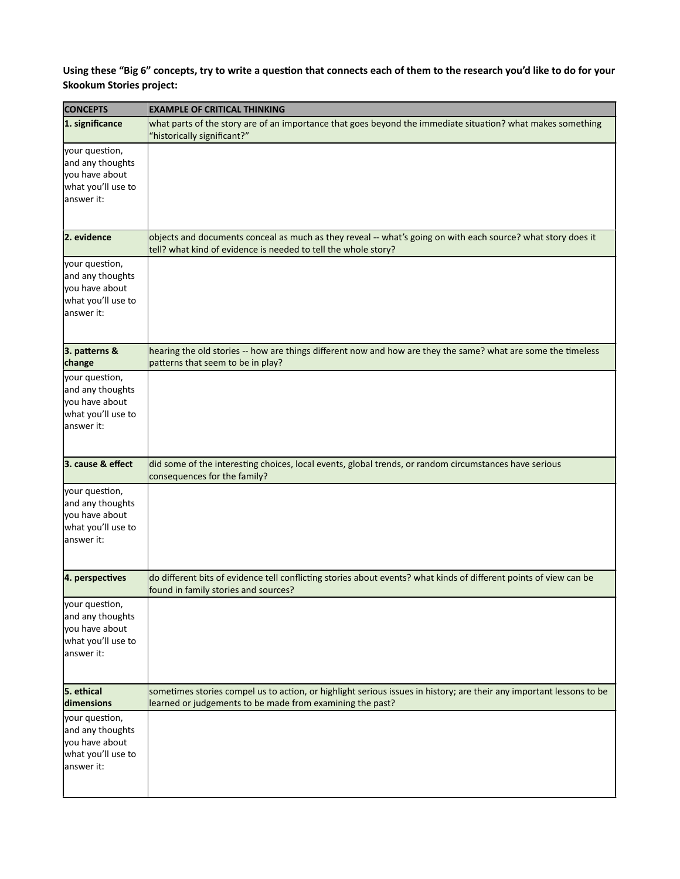**Using these "Big 6" concepts, try to write a question that connects each of them to the research you'd like to do for your Skookum Stories project:**

| CONCEPTS | EXAMPLE OF CRITICAL THINKING |
|---|---|
| **1. significance** | what parts of the story are of an importance that goes beyond the immediate situation? what makes something "historically significant?" |
| your question, and any thoughts you have about what you'll use to answer it: | |
| **2. evidence** | objects and documents conceal as much as they reveal -- what's going on with each source? what story does it tell? what kind of evidence is needed to tell the whole story? |
| your question, and any thoughts you have about what you'll use to answer it: | |
| **3. patterns & change** | hearing the old stories -- how are things different now and how are they the same? what are some the timeless patterns that seem to be in play? |
| your question, and any thoughts you have about what you'll use to answer it: | |
| **3. cause & effect** | did some of the interesting choices, local events, global trends, or random circumstances have serious consequences for the family? |
| your question, and any thoughts you have about what you'll use to answer it: | |
| **4. perspectives** | do different bits of evidence tell conflicting stories about events? what kinds of different points of view can be found in family stories and sources? |
| your question, and any thoughts you have about what you'll use to answer it: | |
| **5. ethical dimensions** | sometimes stories compel us to action, or highlight serious issues in history; are their any important lessons to be learned or judgements to be made from examining the past? |
| your question, and any thoughts you have about what you'll use to answer it: | |